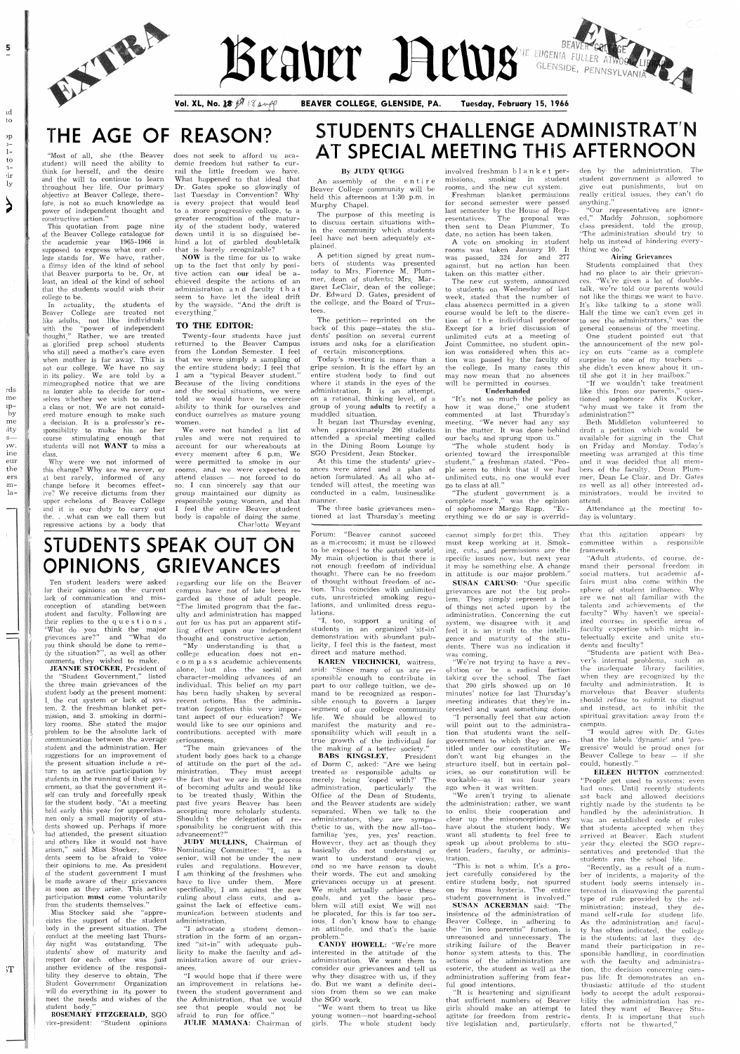EXTRA

# Beaver News

EXTRA

Vol. XL, No. 18 — BEAVER COLLEGE, GLENSIDE, PA. — Tuesday, February 15, 1966

# THE AGE OF REASON?

"Most of all, she (the Beaver student) will need the ability to think for herself, and the desire and the will to continue to learn throughout her life. Our primary objective at Beaver College, therefore, is not so much knowledge as power of independent thought and constructive action."

This quotation from page nine of the Beaver College catalogue for the academic year 1965-1966 is supposed to express what our college stands for. We have, rather, a flimsy idea of the kind of school that Beaver purports to be. Or, at least, an ideal of the kind of school that the students would wish their college to be.

In actuality, the students of Beaver College are treated not like adults, not like individuals with the "power of independent thought." Rather, we are treated as glorified prep school students who still need a mother's care even when mother is far away. This is not our college. We have no say in its policy. We are told by a mimeographed notice that we are no longer able to decide for ourselves whether we wish to attend a class or not. We are not considered mature enough to make such a decision. It is a professor's responsibility to make his or her course stimulating enough that students will not **WANT** to miss a class.

Why were we not informed of this change? Why are we never, or at best rarely, informed of any change before it becomes effective? We receive dictums from their upper echelons of Beaver College and it is our duty to carry out the. . .what can we call them but regressive actions by a body that does not seek to afford us academic freedom but rather to curtail the little freedom we have. What happened to that ideal that Dr. Gates spoke so glowingly of last Tuesday in Convention? Why is every project that would lead to a more progressive college, to a greater recognition of the maturity of the student body, watered down until it is so disguised behind a lot of garbled doubletalk that is barely recognizable?

**NOW** is the time for us to wake up to the fact that only by positive action can our ideal be achieved despite the actions of an administration and faculty that seem to have let the ideal drift by the wayside. "And the drift is everything."

### TO THE EDITOR:

Twenty-four students have just returned to the Beaver Campus from the London Semester. I feel that we were simply a sampling of the entire student body; I feel that I am a "typical Beaver Student." Because of the living conditions and the social situations, we were told we would have to exercise ability to think for ourselves and conduct ourselves as mature young women.

We were not handed a list of rules and were not required to account for our whereabouts at every moment after 6 p.m. We were permitted to smoke in our rooms, and we were expected to attend classes — not forced to do so. I can sincerely say that our group maintained our dignity as responsible young women, and that I feel the entire Beaver student body is capable of doing the same.

Charlotte Weyant

# STUDENTS CHALLENGE ADMINISTRAT'N AT SPECIAL MEETING THIS AFTERNOON

By JUDY QUIGG

An assembly of the entire Beaver College community will be held this afternoon at 1:30 p.m. in Murphy Chapel.

The purpose of this meeting is to discuss certain situations within the community which students feel have not been adequately explained.

A petition signed by great numbers of students was presented today to Mrs. Florence M. Plummer, dean of students; Mrs. Margaret LeClair, dean of the college; Dr. Edward D. Gates, president of the college, and the Board of Trustees.

The petition—reprinted on the back of this page—states the students' position on several current issues and asks for a clarification of certain misconceptions.

Today's meeting is more than a gripe session. It is the effort by an entire student body to find out where it stands in the eyes of the administration. It is an attempt, on a rational, thinking level, of a group of young **adults** to rectify a muddled situation.

It began last Thursday evening, when approximately 200 students attended a special meeting called in the Dining Room Lounge by SGO President, Jean Stocker.

At this time the students' grievances were aired and a plan of action formulated. As all who attended will attest, the meeting was conducted in a calm, businesslike manner.

The three basic grievances mentioned at last Thursday's meeting involved freshman blanket permissions, smoking in student rooms, and the new cut system.

Freshman blanket permissions for second semester were passed last semester by the House of Representatives. The proposal was then sent to Dean Plummer. To date, no action has been taken.

A vote on smoking in student rooms was taken January 10. It was passed, 324 for and 277 against, but no action has been taken on this matter either.

The new cut system, announced to students on Wednesday of last week, stated that the number of class absences permitted in a given course would be left to the discretion of the individual professor. Except for a brief discussion of unlimited cuts at a meeting of Joint Committee, no student opinion was considered when this action was passed by the faculty of the college. In many cases this may now mean that no absences will be permitted in courses.

**Underhanded**

"It's not so much the policy as how it was done," one student commented at last Thursday's meeting. "We never had any say in the matter. It was done behind our backs and sprung upon us."

"The whole student body is oriented toward the irresponsible student," a freshman stated. "People seem to think that if we had unlimited cuts, no one would ever go to class at all."

"The student government is a complete mock," was the opinion of sophomore Margo Rapp. "Everything we do or say is overridden by the administration. The student government is allowed to give out punishments, but on really critical issues, they can't do anything."

"Our representatives are ignored," Maddy Johnson, sophomore class president, told the group. "The administration should try to help us instead of hindering everything we do."

**Airing Grievances**

Students complained that they had no place to air their grievances. "We're given a lot of double-talk, we're told our parents would not like the things we want to have. It's like talking to a stone wall. Half the time we can't even get in to see the administrators," was the general consensus of the meeting.

One student pointed out that the announcement of the new policy on cuts "came as a complete surprise to one of my teachers — she didn't even know about it until she got it in her mailbox."

"If we wouldn't take treatment like this from our parents," questioned sophomore Alix Kucker, "why must we take it from the administration?"

Beth Middleton volunteered to draft a petition which would be available for signing in the Chat on Friday and Monday. Today's meeting was arranged at this time and it was decided that all members of the faculty, Dean Plummer, Dean Le Clair, and Dr. Gates as well as all other interested administrators, would be invited to attend.

Attendance at the meeting today is voluntary.

# STUDENTS SPEAK OUT ON OPINIONS, GRIEVANCES

Ten student leaders were asked for their opinions on the current lack of communication and misconception of standing between student and faculty. Following are their replies to the questions, "What do you think the major grievances are?" and "What do you think should be done to remedy the situation?", as well as other comments they wished to make.

**JEANNIE STOCKER,** President of the "Student Government," listed the three main grievances of the student body at the present moment: 1. the cut system or lack of system, 2. the freshman blanket permission, and 3. smoking in dormitory rooms. She stated the major problem to be the absolute lack of communication between the average student and the administration. Her suggestions for an improvement of the present situation include a return to an active participation by students in the running of their government, so that the government itself can truly and forcefully speak for the student body. "At a meeting held early this year for upperclassmen only a small majority of students showed up. Perhaps if more had attended, the present situation and others like it would not have arisen," said Miss Stocker. "Students seem to be afraid to voice their opinions to me. As president of the student government I must be made aware of their grievances as soon as they arise. This active participation **must** come voluntarily from the students themselves."

Miss Stocker said she "appreciates the support of the student body in the present situation. The conduct at the meeting last Thursday night was outstanding. The students' show of maturity and respect for each other was just another evidence of the responsibility they deserve to obtain. The Student Government Organization will do everything in its power to meet the needs and wishes of the student body."

**ROSEMARY FITZGERALD,** SGO vice-president: "Student opinions regarding our life on the Beaver campus have not of late been regarded as those of adult people. The limited program that the faculty and administration has mapped out for us has put an apparent stifling effect upon our independent thought and constructive action.

"My understanding is that a college education does not encompass academic achievements alone, but also the social and character-molding advances of an individual. This belief on my part has been badly shaken by several recent actions. Has the administration forgotten this very important aspect of our education? We would like to see our opinions and contributions accepted with more seriousness.

"The main grievances of the student body goes back to a change of attitude on the part of the administration. They must accept the fact that we are in the process of becoming adults and would like to be treated thusly. Within the past five years Beaver has been accepting more scholarly students. Shouldn't the delegation of responsibility be congruent with this advancement?"

**JUDY MULLINS,** Chairman of Nominating Committee: "I, as a senior, will not be under the new rules and regulations. However, I am thinking of the freshmen who have to live under them. More specifically, I am against the new ruling about class cuts, and against the lack of effective communication between students and administration.

"I advocate a student demonstration in the form of an organized 'sit-in' with adequate publicity to make the faculty and administration aware of our grievances.

"I would hope that if there were an improvement in relations between the student government and the Administration, that we would see that people would not be afraid to run for office."

**JULIE MAMANA:** Chairman of Forum: "Beaver cannot succeed as a microcosm; it must be allowed to be exposed to the outside world. My main objection is that there is not enough freedom of individual thought. There can be no freedom of thought without freedom of action. This coincides with unlimited cuts, unrestricted smoking regulations, and unlimited dress regulations.

"I, too, support a uniting of students in an organized 'sit-in' demonstration with abundant publicity, I feel this is the fastest, most direct and mature method.

**KAREN VIECHNICKI,** waitress, said: "Since many of us are responsible enough to contribute in part to our college tuition, we demand to be recognized as responsible enough to govern a larger segment of our college community life. We should be allowed to manifest the maturity and responsibility which will result in a true growth of the individual for the making of a better society."

**BABS KINGSLEY,** President of Dorm C, asked: "Are we being treated as responsible adults or merely being 'coped with?' The administration, particularly the Office of the Dean of Students, and the Beaver students are widely separated. When we talk to the administrators, they are sympathetic to us, with the now all-too-familiar 'yes, yes, yes' reaction. However, they act as though they basically do not understand or want to understand our views, and so we have no reason to doubt their words. The cut and smoking grievances occupy us at present. We might actually achieve these goals, and yet the basic problem will still exist. We will not be placated, for this is far too serious. I don't know how to change an attitude, and that's the basic problem."

**CANDY HOWELL:** "We're more interested in the attitude of the administration. We want them to consider our grievances and tell us why they disagree with us, if they do. But we want a definite decision from them so we can make the SGO work.

"We want them to treat us like young women—not boarding-school girls. The whole student body cannot simply forget this. They must keep working at it. Smoking, cuts, and permissions are the specific issues now, but next year it may be something else. A change in attitude is our major problem."

**SUSAN CARUSO:** "Our specific grievances are not the big problem. They simply represent a lot of things not acted upon by the administration. Concerning the cut system, we disagree with it and feel it is an insult to the intelligence and maturity of the students. There was no indication it was coming.

"We're not trying to have a revolution or be a radical faction taking over the school. The fact that 200 girls showed up on 10 minutes' notice for last Thursday's meeting indicates that they're interested and want something done.

"I personally feel that our action will point out to the administration that students want the self-government to which they are entitled under our constitution. We don't want big changes in the structure itself, but in certain policies, so our constitution will be workable—as it was four years ago when it was written.

"We aren't trying to alienate the administration; rather, we want to enlist their cooperation and clear up the misconceptions they have about the student body. We want all students to feel free to speak up about problems to student leaders, faculty, or administration.

"This is not a whim. It's a project carefully considered by the entire student body, not spurred on by mass hysteria. The entire student government is involved."

**SUSAN ACKERMAN** said: "The insistence of the administration of Beaver College, in adhering to the 'in loco parentis' function, is unreasoned and unnecessary. The striking failure of the Beaver honor system attests to this. The actions of the administration are esoteric, the student as well as the administration suffering from fearful good intentions.

"It is heartening and significant that sufficient numbers of Beaver girls should make an attempt to agitate for freedom from restrictive legislation and, particularly, that this agitation appears by committee within a responsible framework.

"Adult students, of course, demand their personal freedom in social matters, but academic affairs must also come within the sphere of student influence. Why are we not all familiar with the talents and achievements of the faculty? Why haven't we specialized courses in specific areas of faculty expertise which might intellectually excite and unite students and faculty?

"Students are patient with Beaver's internal problems, such as the inadequate library facilities, when they are recognized by the faculty and administration. It is marvelous that Beaver students should refuse to submit to disgust and instead, act to inhibit the spiritual gravitation away from the campus.

"I would agree with Dr. Gates that the labels 'dynamic' and 'progressive' would be proud ones for Beaver College to bear — if she could, honestly."

**EILEEN HUTTON** commented: "People get used to systems; even bad ones. Until recently students sat back and allowed decisions rightly made by the students to be handled by the administration. It was an established code of rules that students accepted when they arrived at Beaver. Each student year they elected the SGO representatives and pretended that the students ran the school life.

"Recently, as a result of a number of incidents, a majority of the student body seems intensely interested in disavowing the parental type of rule provided by the administration; instead, they demand self-rule for student life. As the administration and faculty has often indicated, the college is the students; at last they demand their participation in responsible handling, in coordination with the faculty and administration, the decision concerning campus life. It demonstrates an enthusiastic attitude of the student body to accept the adult responsibility the administration has related they want of Beaver Students. It is important that such efforts not be thwarted."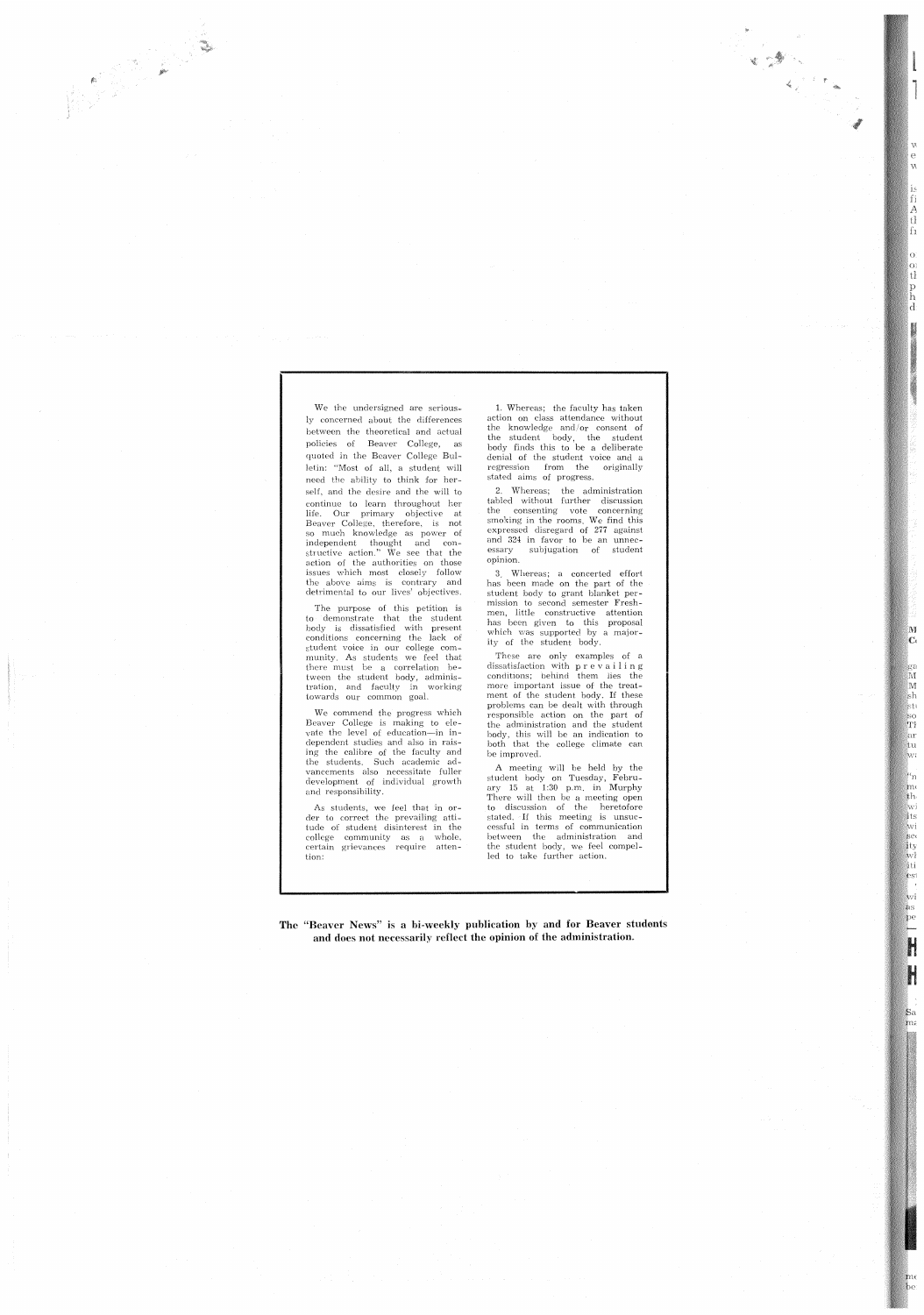We the undersigned are seriously concerned about the differences between the theoretical and actual policies of Beaver College, as quoted in the Beaver College Bulletin: "Most of all, a student will need the ability to think for herself, and the desire and the will to continue to learn throughout her life. Our primary objective at Beaver College, therefore, is not so much knowledge as power of independent thought and constructive action." We see that the action of the authorities on those issues which most closely follow the above aims is contrary and detrimental to our lives' objectives.

The purpose of this petition is to demonstrate that the student body is dissatisfied with present conditions concerning the lack of student voice in our college community. As students we feel that there must be a correlation between the student body, administration, and faculty in working towards our common goal.

We commend the progress which Beaver College is making to elevate the level of education—in independent studies and also in raising the calibre of the faculty and the students. Such academic advancements also necessitate fuller development of individual growth and responsibility.

As students, we feel that in order to correct the prevailing attitude of student disinterest in the college community as a whole, certain grievances require attention:

1. Whereas; the faculty has taken action on class attendance without the knowledge and/or consent of the student body, the student body finds this to be a deliberate denial of the student voice and a regression from the originally stated aims of progress.

2. Whereas; the administration tabled without further discussion the consenting vote concerning smoking in the rooms. We find this expressed disregard of 277 against and 324 in favor to be an unnecessary subjugation of student opinion.

3. Whereas; a concerted effort has been made on the part of the student body to grant blanket permission to second semester Freshmen, little constructive attention has been given to this proposal which was supported by a majority of the student body.

These are only examples of a dissatisfaction with prevailing conditions; behind them lies the more important issue of the treatment of the student body. If these problems can be dealt with through responsible action on the part of the administration and the student body, this will be an indication to both that the college climate can be improved.

A meeting will be held by the student body on Tuesday, February 15 at 1:30 p.m. in Murphy. There will then be a meeting open to discussion of the heretofore stated. If this meeting is unsuccessful in terms of communication between the administration and the student body, we feel compelled to take further action.

**The "Beaver News" is a bi-weekly publication by and for Beaver students and does not necessarily reflect the opinion of the administration.**